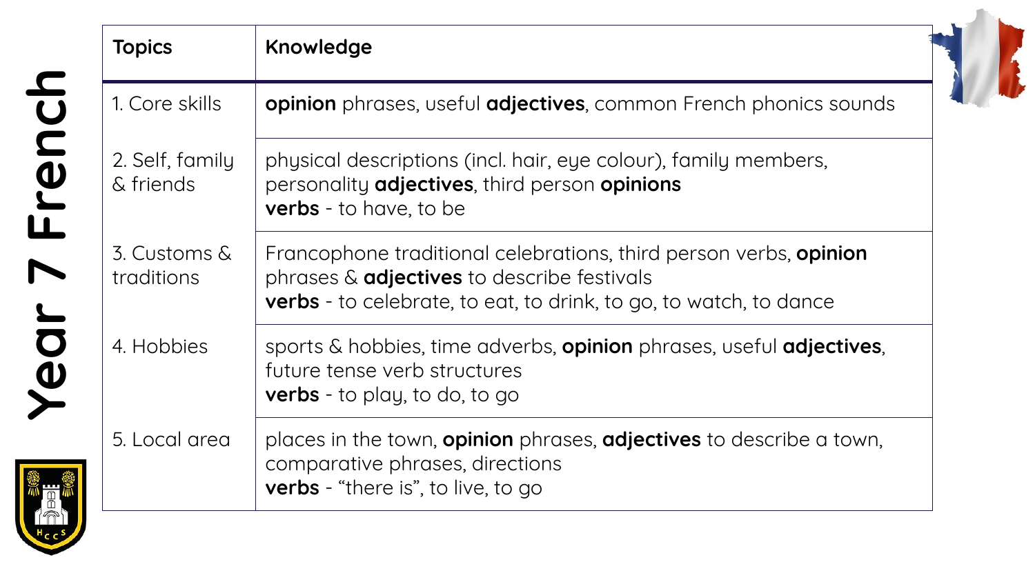# Year 7 French

| Topics | Knowledge |
| --- | --- |
| 1. Core skills | **opinion** phrases, useful **adjectives**, common French phonics sounds |
| 2. Self, family & friends | physical descriptions (incl. hair, eye colour), family members, personality **adjectives**, third person **opinions**<br>**verbs** - to have, to be |
| 3. Customs & traditions | Francophone traditional celebrations, third person verbs, **opinion** phrases & **adjectives** to describe festivals<br>**verbs** - to celebrate, to eat, to drink, to go, to watch, to dance |
| 4. Hobbies | sports & hobbies, time adverbs, **opinion** phrases, useful **adjectives**, future tense verb structures<br>**verbs** - to play, to do, to go |
| 5. Local area | places in the town, **opinion** phrases, **adjectives** to describe a town, comparative phrases, directions<br>**verbs** - "there is", to live, to go |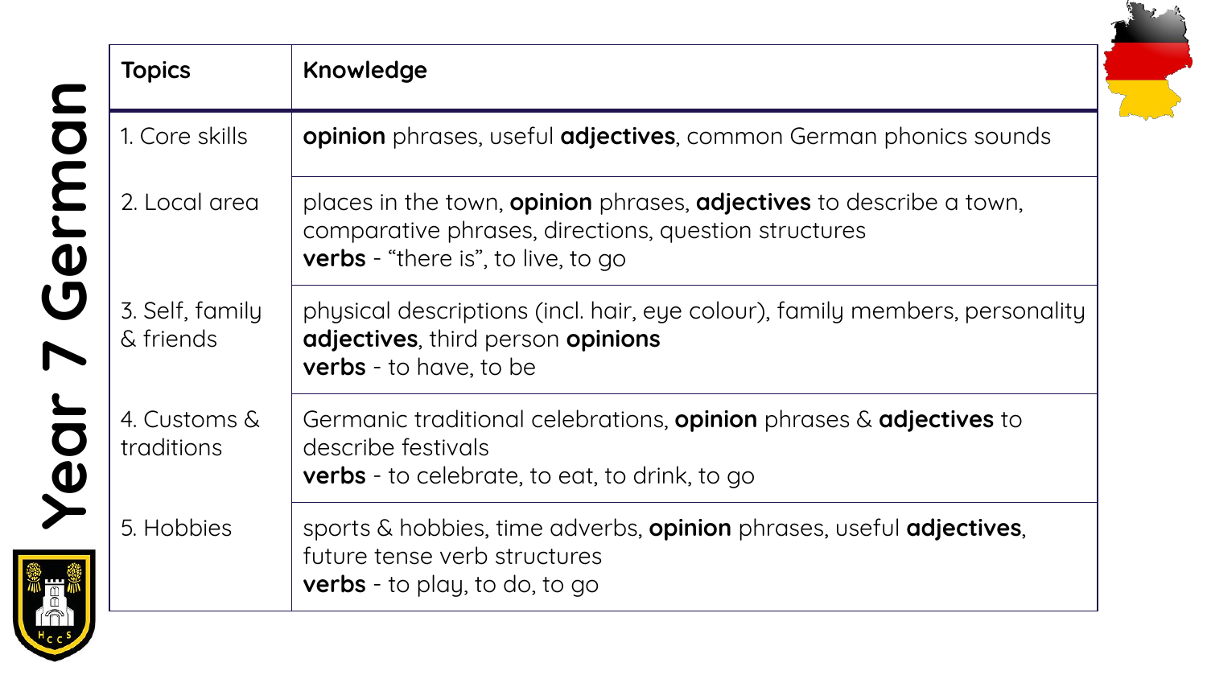# Year 7 German

| Topics | Knowledge |
|---|---|
| 1. Core skills | **opinion** phrases, useful **adjectives**, common German phonics sounds |
| 2. Local area | places in the town, **opinion** phrases, **adjectives** to describe a town, comparative phrases, directions, question structures<br>**verbs** - "there is", to live, to go |
| 3. Self, family & friends | physical descriptions (incl. hair, eye colour), family members, personality **adjectives**, third person **opinions**<br>**verbs** - to have, to be |
| 4. Customs & traditions | Germanic traditional celebrations, **opinion** phrases & **adjectives** to describe festivals<br>**verbs** - to celebrate, to eat, to drink, to go |
| 5. Hobbies | sports & hobbies, time adverbs, **opinion** phrases, useful **adjectives**, future tense verb structures<br>**verbs** - to play, to do, to go |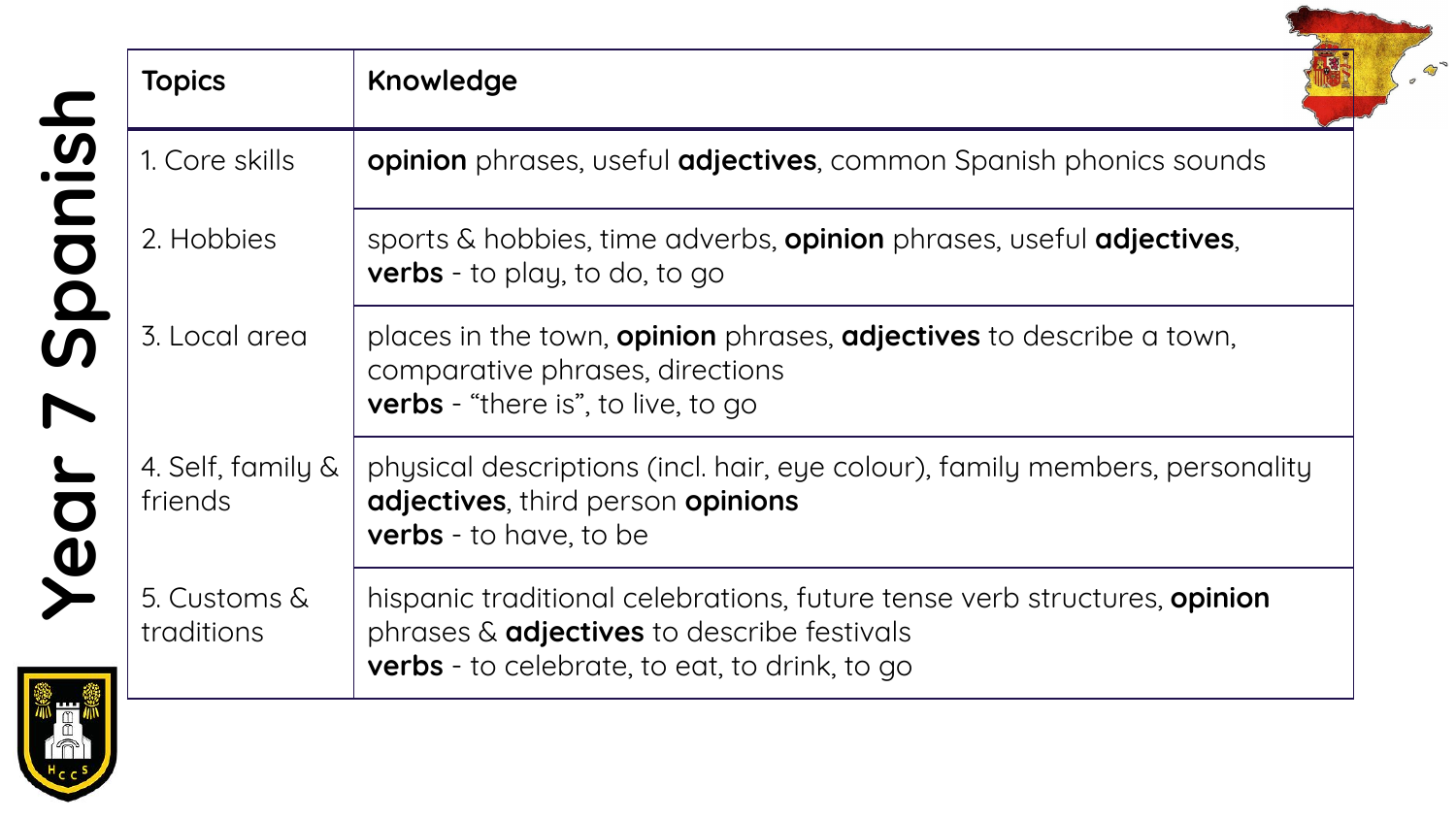# Year 7 Spanish

| Topics | Knowledge |
|---|---|
| 1. Core skills | **opinion** phrases, useful **adjectives**, common Spanish phonics sounds |
| 2. Hobbies | sports & hobbies, time adverbs, **opinion** phrases, useful **adjectives**, **verbs** - to play, to do, to go |
| 3. Local area | places in the town, **opinion** phrases, **adjectives** to describe a town, comparative phrases, directions **verbs** - "there is", to live, to go |
| 4. Self, family & friends | physical descriptions (incl. hair, eye colour), family members, personality **adjectives**, third person **opinions** **verbs** - to have, to be |
| 5. Customs & traditions | hispanic traditional celebrations, future tense verb structures, **opinion** phrases & **adjectives** to describe festivals **verbs** - to celebrate, to eat, to drink, to go |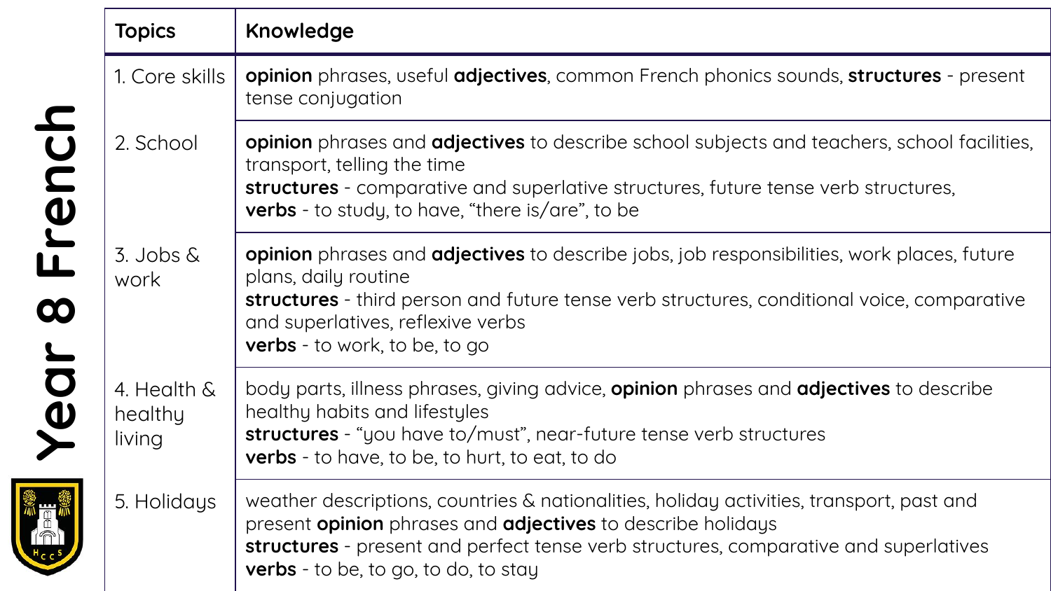# Year 8 French

| Topics | Knowledge |
| --- | --- |
| 1. Core skills | **opinion** phrases, useful **adjectives**, common French phonics sounds, **structures** - present tense conjugation |
| 2. School | **opinion** phrases and **adjectives** to describe school subjects and teachers, school facilities, transport, telling the time<br>**structures** - comparative and superlative structures, future tense verb structures,<br>**verbs** - to study, to have, "there is/are", to be |
| 3. Jobs & work | **opinion** phrases and **adjectives** to describe jobs, job responsibilities, work places, future plans, daily routine<br>**structures** - third person and future tense verb structures, conditional voice, comparative and superlatives, reflexive verbs<br>**verbs** - to work, to be, to go |
| 4. Health & healthy living | body parts, illness phrases, giving advice, **opinion** phrases and **adjectives** to describe healthy habits and lifestyles<br>**structures** - "you have to/must", near-future tense verb structures<br>**verbs** - to have, to be, to hurt, to eat, to do |
| 5. Holidays | weather descriptions, countries & nationalities, holiday activities, transport, past and present **opinion** phrases and **adjectives** to describe holidays<br>**structures** - present and perfect tense verb structures, comparative and superlatives<br>**verbs** - to be, to go, to do, to stay |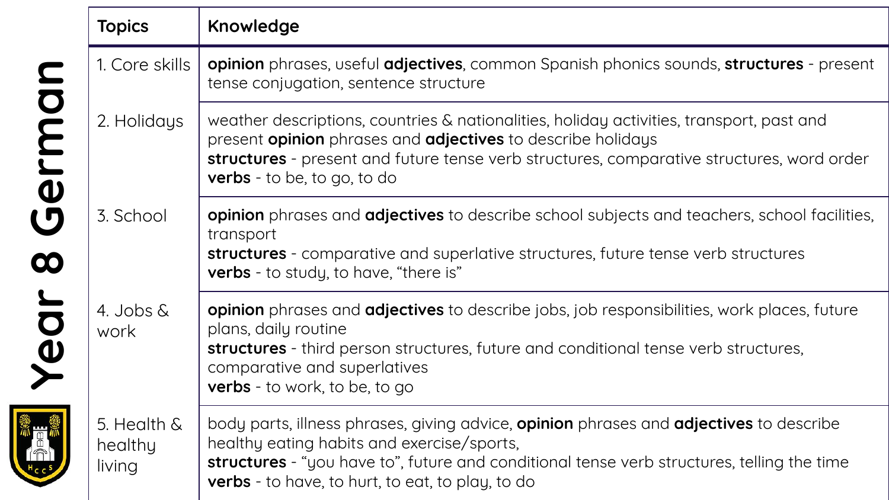# Year 8 German

| Topics | Knowledge |
| --- | --- |
| 1. Core skills | **opinion** phrases, useful **adjectives**, common Spanish phonics sounds, **structures** - present tense conjugation, sentence structure |
| 2. Holidays | weather descriptions, countries & nationalities, holiday activities, transport, past and present **opinion** phrases and **adjectives** to describe holidays<br>**structures** - present and future tense verb structures, comparative structures, word order<br>**verbs** - to be, to go, to do |
| 3. School | **opinion** phrases and **adjectives** to describe school subjects and teachers, school facilities, transport<br>**structures** - comparative and superlative structures, future tense verb structures<br>**verbs** - to study, to have, “there is” |
| 4. Jobs & work | **opinion** phrases and **adjectives** to describe jobs, job responsibilities, work places, future plans, daily routine<br>**structures** - third person structures, future and conditional tense verb structures, comparative and superlatives<br>**verbs** - to work, to be, to go |
| 5. Health & healthy living | body parts, illness phrases, giving advice, **opinion** phrases and **adjectives** to describe healthy eating habits and exercise/sports,<br>**structures** - “you have to”, future and conditional tense verb structures, telling the time<br>**verbs** - to have, to hurt, to eat, to play, to do |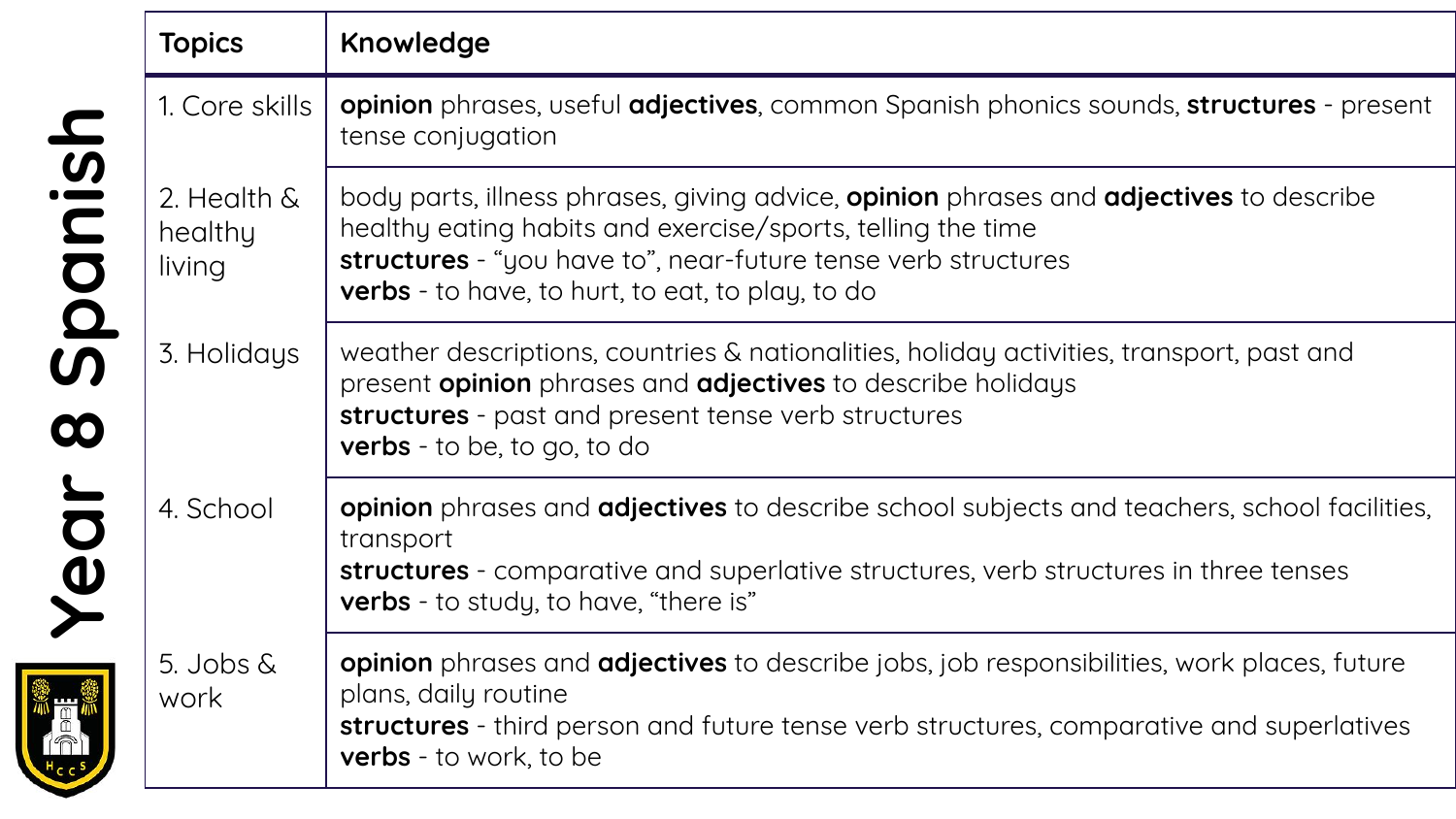# Year 8 Spanish

| Topics | Knowledge |
| --- | --- |
| 1. Core skills | **opinion** phrases, useful **adjectives**, common Spanish phonics sounds, **structures** - present tense conjugation |
| 2. Health & healthy living | body parts, illness phrases, giving advice, **opinion** phrases and **adjectives** to describe healthy eating habits and exercise/sports, telling the time<br>**structures** - "you have to", near-future tense verb structures<br>**verbs** - to have, to hurt, to eat, to play, to do |
| 3. Holidays | weather descriptions, countries & nationalities, holiday activities, transport, past and present **opinion** phrases and **adjectives** to describe holidays<br>**structures** - past and present tense verb structures<br>**verbs** - to be, to go, to do |
| 4. School | **opinion** phrases and **adjectives** to describe school subjects and teachers, school facilities, transport<br>**structures** - comparative and superlative structures, verb structures in three tenses<br>**verbs** - to study, to have, "there is" |
| 5. Jobs & work | **opinion** phrases and **adjectives** to describe jobs, job responsibilities, work places, future plans, daily routine<br>**structures** - third person and future tense verb structures, comparative and superlatives<br>**verbs** - to work, to be |